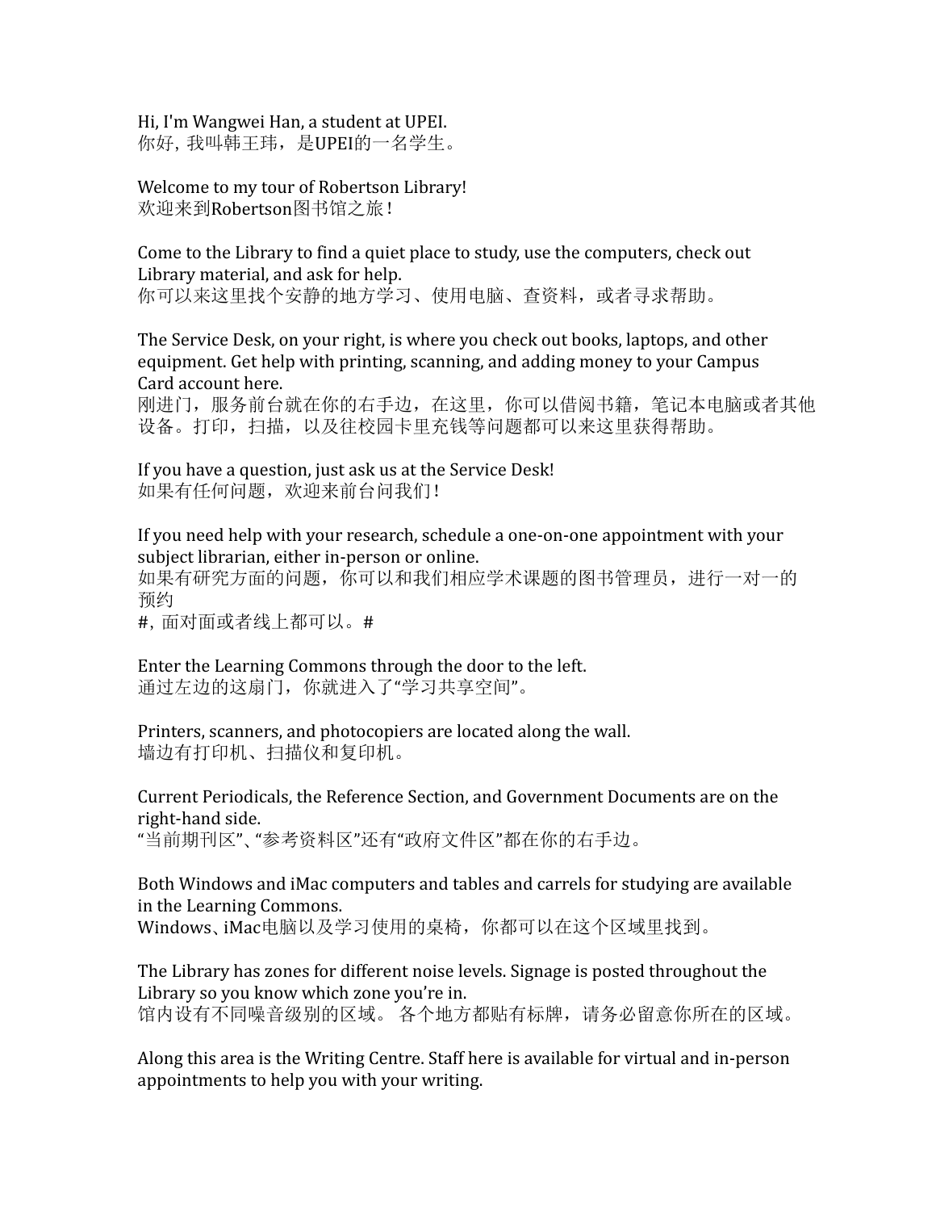Hi, I'm Wangwei Han, a student at UPEI.
你好，我叫韩王玮，是UPEI的一名学生。

Welcome to my tour of Robertson Library!
欢迎来到Robertson图书馆之旅！

Come to the Library to find a quiet place to study, use the computers, check out Library material, and ask for help.
你可以来这里找个安静的地方学习、使用电脑、查资料，或者寻求帮助。

The Service Desk, on your right, is where you check out books, laptops, and other equipment. Get help with printing, scanning, and adding money to your Campus Card account here.
刚进门，服务前台就在你的右手边，在这里，你可以借阅书籍，笔记本电脑或者其他设备。打印，扫描，以及往校园卡里充钱等问题都可以来这里获得帮助。

If you have a question, just ask us at the Service Desk!
如果有任何问题，欢迎来前台问我们！

If you need help with your research, schedule a one-on-one appointment with your subject librarian, either in-person or online.
如果有研究方面的问题，你可以和我们相应学术课题的图书管理员，进行一对一的预约
#，面对面或者线上都可以。#

Enter the Learning Commons through the door to the left.
通过左边的这扇门，你就进入了"学习共享空间"。

Printers, scanners, and photocopiers are located along the wall.
墙边有打印机、扫描仪和复印机。

Current Periodicals, the Reference Section, and Government Documents are on the right-hand side.
"当前期刊区"、"参考资料区"还有"政府文件区"都在你的右手边。

Both Windows and iMac computers and tables and carrels for studying are available in the Learning Commons.
Windows、iMac电脑以及学习使用的桌椅，你都可以在这个区域里找到。

The Library has zones for different noise levels. Signage is posted throughout the Library so you know which zone you're in.
馆内设有不同噪音级别的区域。 各个地方都贴有标牌，请务必留意你所在的区域。

Along this area is the Writing Centre. Staff here is available for virtual and in-person appointments to help you with your writing.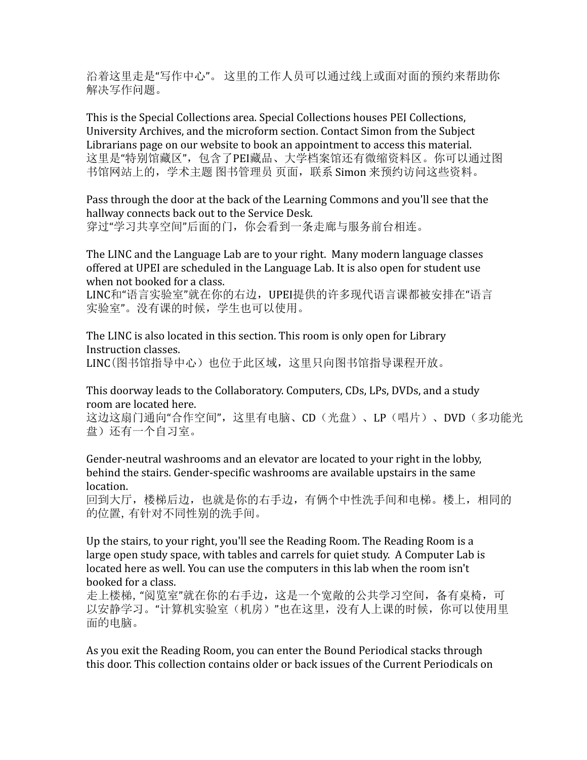沿着这里走是“写作中心”。 这里的工作人员可以通过线上或面对面的预约来帮助你解决写作问题。

This is the Special Collections area. Special Collections houses PEI Collections, University Archives, and the microform section. Contact Simon from the Subject Librarians page on our website to book an appointment to access this material.
这里是“特别馆藏区”，包含了PEI藏品、大学档案馆还有微缩资料区。你可以通过图书馆网站上的，学术主题 图书管理员 页面，联系 Simon 来预约访问这些资料。

Pass through the door at the back of the Learning Commons and you'll see that the hallway connects back out to the Service Desk.
穿过“学习共享空间”后面的门，你会看到一条走廊与服务前台相连。

The LINC and the Language Lab are to your right. Many modern language classes offered at UPEI are scheduled in the Language Lab. It is also open for student use when not booked for a class.
LINC和“语言实验室”就在你的右边，UPEI提供的许多现代语言课都被安排在“语言实验室”。没有课的时候，学生也可以使用。

The LINC is also located in this section. This room is only open for Library Instruction classes.
LINC（图书馆指导中心）也位于此区域，这里只向图书馆指导课程开放。

This doorway leads to the Collaboratory. Computers, CDs, LPs, DVDs, and a study room are located here.
这边这扇门通向“合作空间”，这里有电脑、CD（光盘）、LP（唱片）、DVD（多功能光盘）还有一个自习室。

Gender-neutral washrooms and an elevator are located to your right in the lobby, behind the stairs. Gender-specific washrooms are available upstairs in the same location.
回到大厅，楼梯后边，也就是你的右手边，有俩个中性洗手间和电梯。楼上，相同的的位置, 有针对不同性别的洗手间。

Up the stairs, to your right, you'll see the Reading Room. The Reading Room is a large open study space, with tables and carrels for quiet study. A Computer Lab is located here as well. You can use the computers in this lab when the room isn't booked for a class.
走上楼梯, “阅览室”就在你的右手边，这是一个宽敞的公共学习空间，备有桌椅，可以安静学习。“计算机实验室（机房）”也在这里，没有人上课的时候，你可以使用里面的电脑。

As you exit the Reading Room, you can enter the Bound Periodical stacks through this door. This collection contains older or back issues of the Current Periodicals on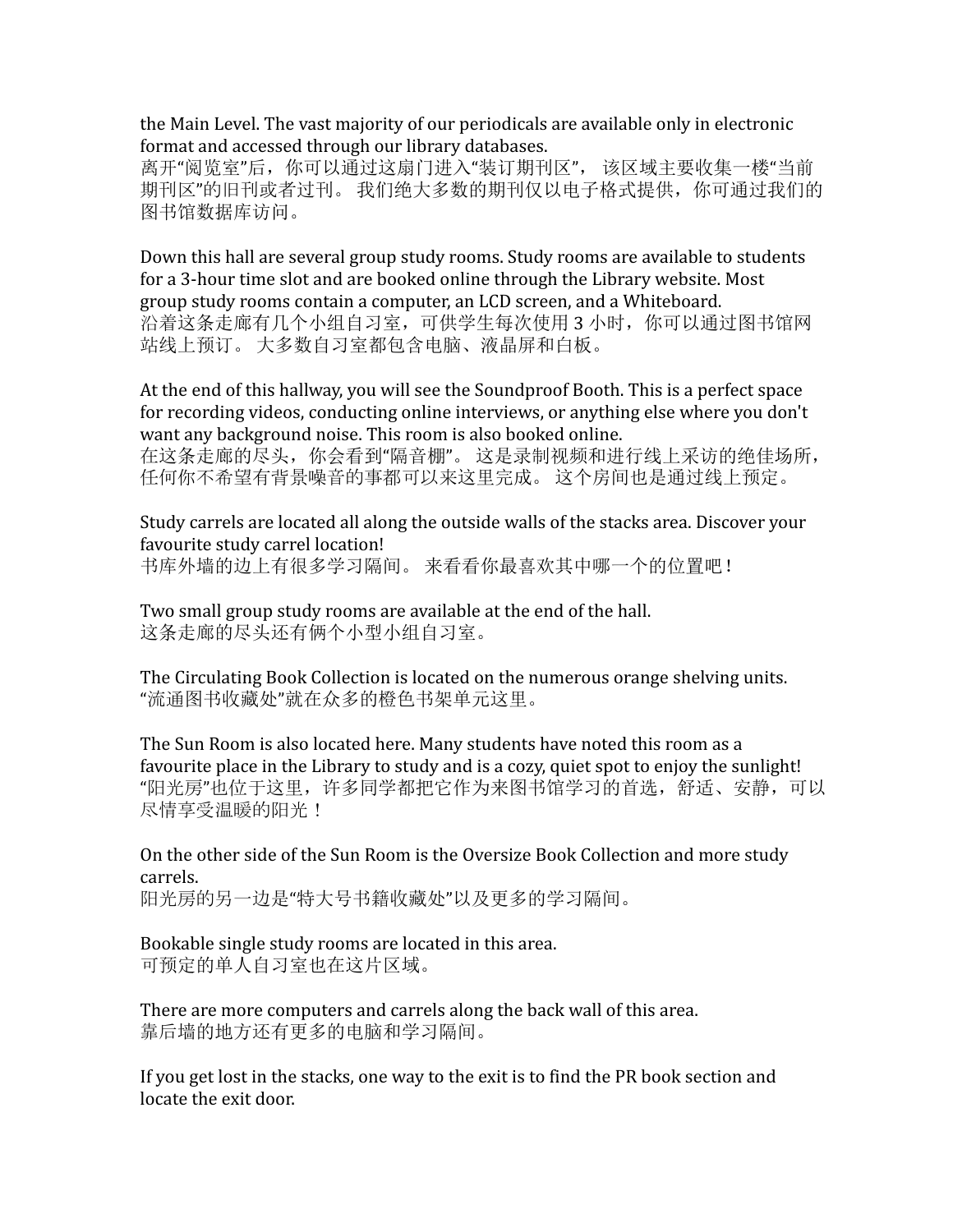the Main Level. The vast majority of our periodicals are available only in electronic format and accessed through our library databases.
离开“阅览室”后，你可以通过这扇门进入“装订期刊区”， 该区域主要收集一楼“当前期刊区”的旧刊或者过刊。 我们绝大多数的期刊仅以电子格式提供，你可通过我们的图书馆数据库访问。

Down this hall are several group study rooms. Study rooms are available to students for a 3-hour time slot and are booked online through the Library website. Most group study rooms contain a computer, an LCD screen, and a Whiteboard.
沿着这条走廊有几个小组自习室，可供学生每次使用 3 小时，你可以通过图书馆网站线上预订。 大多数自习室都包含电脑、液晶屏和白板。

At the end of this hallway, you will see the Soundproof Booth. This is a perfect space for recording videos, conducting online interviews, or anything else where you don't want any background noise. This room is also booked online.
在这条走廊的尽头，你会看到“隔音棚”。 这是录制视频和进行线上采访的绝佳场所，任何你不希望有背景噪音的事都可以来这里完成。 这个房间也是通过线上预定。

Study carrels are located all along the outside walls of the stacks area. Discover your favourite study carrel location!
书库外墙的边上有很多学习隔间。 来看看你最喜欢其中哪一个的位置吧！

Two small group study rooms are available at the end of the hall.
这条走廊的尽头还有俩个小型小组自习室。

The Circulating Book Collection is located on the numerous orange shelving units.
“流通图书收藏处”就在众多的橙色书架单元这里。

The Sun Room is also located here. Many students have noted this room as a favourite place in the Library to study and is a cozy, quiet spot to enjoy the sunlight!
“阳光房”也位于这里，许多同学都把它作为来图书馆学习的首选，舒适、安静，可以尽情享受温暖的阳光！

On the other side of the Sun Room is the Oversize Book Collection and more study carrels.
阳光房的另一边是“特大号书籍收藏处”以及更多的学习隔间。

Bookable single study rooms are located in this area.
可预定的单人自习室也在这片区域。

There are more computers and carrels along the back wall of this area.
靠后墙的地方还有更多的电脑和学习隔间。

If you get lost in the stacks, one way to the exit is to find the PR book section and locate the exit door.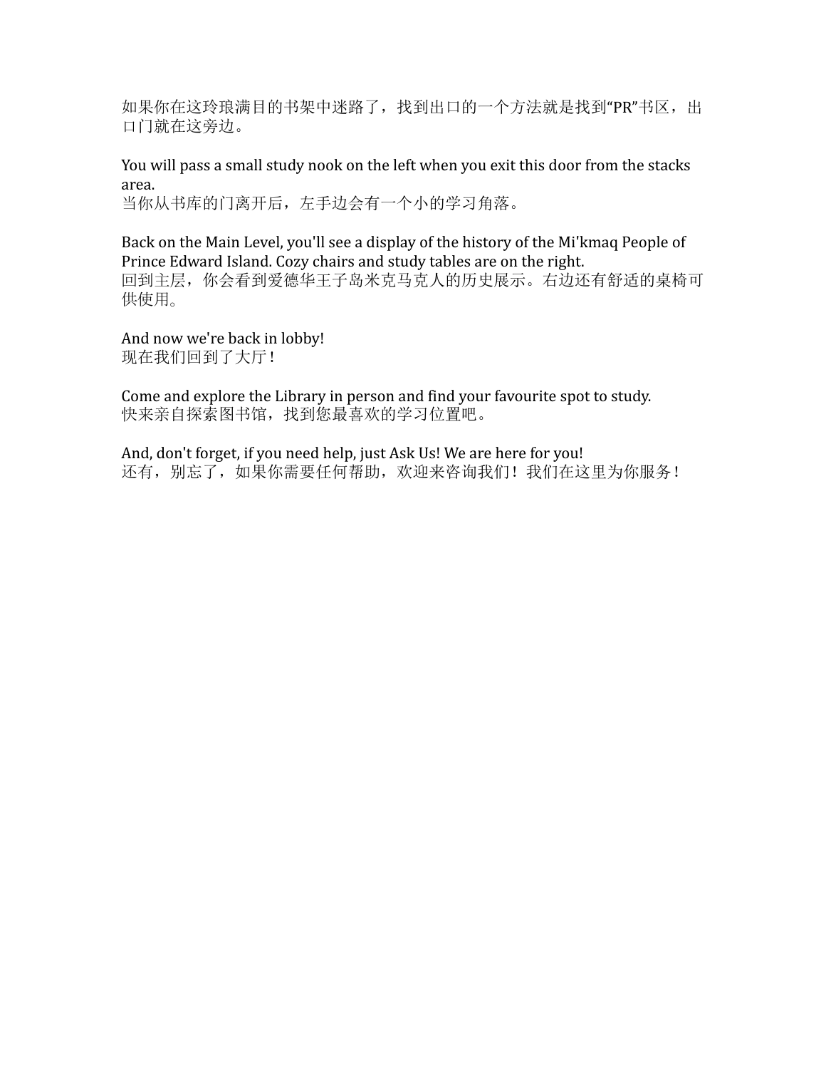如果你在这玲琅满目的书架中迷路了，找到出口的一个方法就是找到"PR"书区，出口门就在这旁边。

You will pass a small study nook on the left when you exit this door from the stacks area.
当你从书库的门离开后，左手边会有一个小的学习角落。

Back on the Main Level, you'll see a display of the history of the Mi'kmaq People of Prince Edward Island. Cozy chairs and study tables are on the right.
回到主层，你会看到爱德华王子岛米克马克人的历史展示。右边还有舒适的桌椅可供使用。

And now we're back in lobby!
现在我们回到了大厅！

Come and explore the Library in person and find your favourite spot to study.
快来亲自探索图书馆，找到您最喜欢的学习位置吧。

And, don't forget, if you need help, just Ask Us! We are here for you!
还有，别忘了，如果你需要任何帮助，欢迎来咨询我们！我们在这里为你服务！